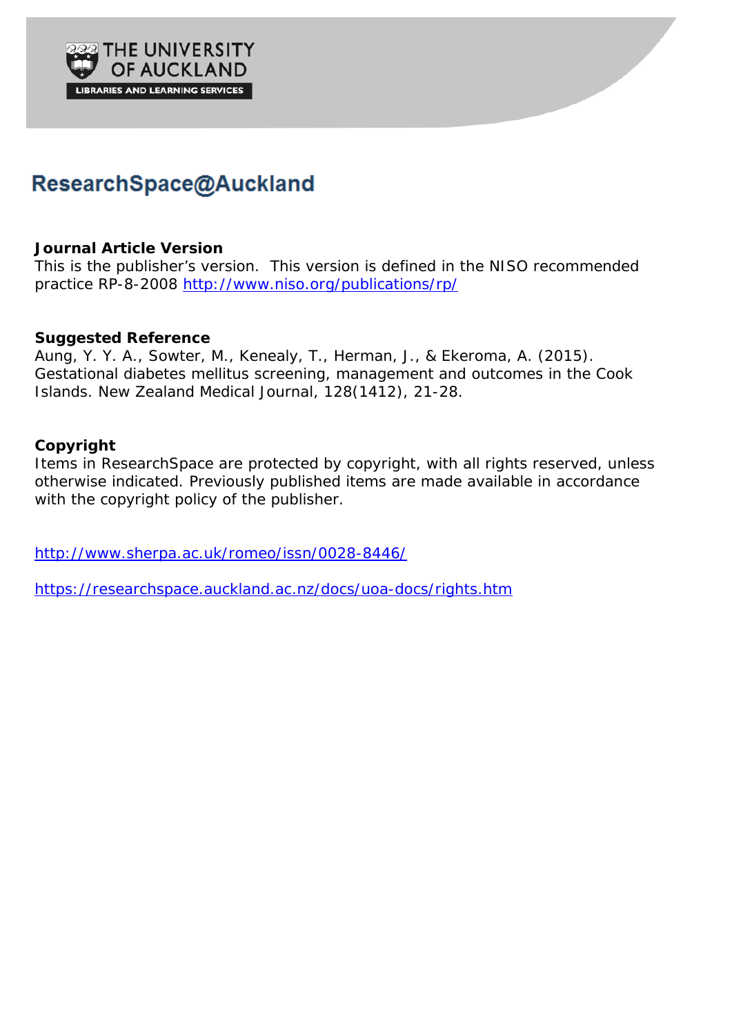THE UNIVERSITY OF AUCKLAND

LIBRARIES AND LEARNING SERVICES

# ResearchSpace@Auckland

**Journal Article Version**

This is the publisher's version. This version is defined in the NISO recommended practice RP-8-2008 http://www.niso.org/publications/rp/

**Suggested Reference**

Aung, Y. Y. A., Sowter, M., Kenealy, T., Herman, J., & Ekeroma, A. (2015). Gestational diabetes mellitus screening, management and outcomes in the Cook Islands. New Zealand Medical Journal, 128(1412), 21-28.

**Copyright**

Items in ResearchSpace are protected by copyright, with all rights reserved, unless otherwise indicated. Previously published items are made available in accordance with the copyright policy of the publisher.

http://www.sherpa.ac.uk/romeo/issn/0028-8446/

https://researchspace.auckland.ac.nz/docs/uoa-docs/rights.htm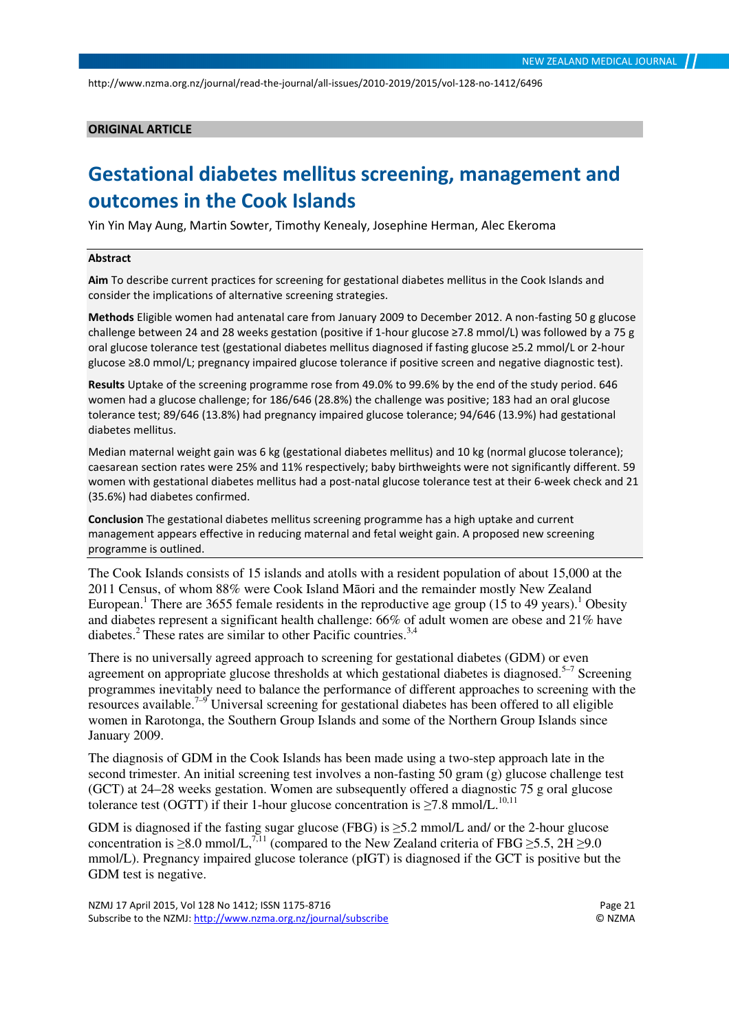ORIGINAL ARTICLE

# Gestational diabetes mellitus screening, management and outcomes in the Cook Islands

Yin Yin May Aung, Martin Sowter, Timothy Kenealy, Josephine Herman, Alec Ekeroma

## Abstract

**Aim** To describe current practices for screening for gestational diabetes mellitus in the Cook Islands and consider the implications of alternative screening strategies.

**Methods** Eligible women had antenatal care from January 2009 to December 2012. A non-fasting 50 g glucose challenge between 24 and 28 weeks gestation (positive if 1-hour glucose ≥7.8 mmol/L) was followed by a 75 g oral glucose tolerance test (gestational diabetes mellitus diagnosed if fasting glucose ≥5.2 mmol/L or 2-hour glucose ≥8.0 mmol/L; pregnancy impaired glucose tolerance if positive screen and negative diagnostic test).

**Results** Uptake of the screening programme rose from 49.0% to 99.6% by the end of the study period. 646 women had a glucose challenge; for 186/646 (28.8%) the challenge was positive; 183 had an oral glucose tolerance test; 89/646 (13.8%) had pregnancy impaired glucose tolerance; 94/646 (13.9%) had gestational diabetes mellitus.

Median maternal weight gain was 6 kg (gestational diabetes mellitus) and 10 kg (normal glucose tolerance); caesarean section rates were 25% and 11% respectively; baby birthweights were not significantly different. 59 women with gestational diabetes mellitus had a post-natal glucose tolerance test at their 6-week check and 21 (35.6%) had diabetes confirmed.

**Conclusion** The gestational diabetes mellitus screening programme has a high uptake and current management appears effective in reducing maternal and fetal weight gain. A proposed new screening programme is outlined.

The Cook Islands consists of 15 islands and atolls with a resident population of about 15,000 at the 2011 Census, of whom 88% were Cook Island Māori and the remainder mostly New Zealand European.[1] There are 3655 female residents in the reproductive age group (15 to 49 years).[1] Obesity and diabetes represent a significant health challenge: 66% of adult women are obese and 21% have diabetes.[2] These rates are similar to other Pacific countries.[3,4]

There is no universally agreed approach to screening for gestational diabetes (GDM) or even agreement on appropriate glucose thresholds at which gestational diabetes is diagnosed.[5–7] Screening programmes inevitably need to balance the performance of different approaches to screening with the resources available.[7–9] Universal screening for gestational diabetes has been offered to all eligible women in Rarotonga, the Southern Group Islands and some of the Northern Group Islands since January 2009.

The diagnosis of GDM in the Cook Islands has been made using a two-step approach late in the second trimester. An initial screening test involves a non-fasting 50 gram (g) glucose challenge test (GCT) at 24–28 weeks gestation. Women are subsequently offered a diagnostic 75 g oral glucose tolerance test (OGTT) if their 1-hour glucose concentration is ≥7.8 mmol/L.[10,11]

GDM is diagnosed if the fasting sugar glucose (FBG) is ≥5.2 mmol/L and/ or the 2-hour glucose concentration is ≥8.0 mmol/L,[7,11] (compared to the New Zealand criteria of FBG ≥5.5, 2H ≥9.0 mmol/L). Pregnancy impaired glucose tolerance (pIGT) is diagnosed if the GCT is positive but the GDM test is negative.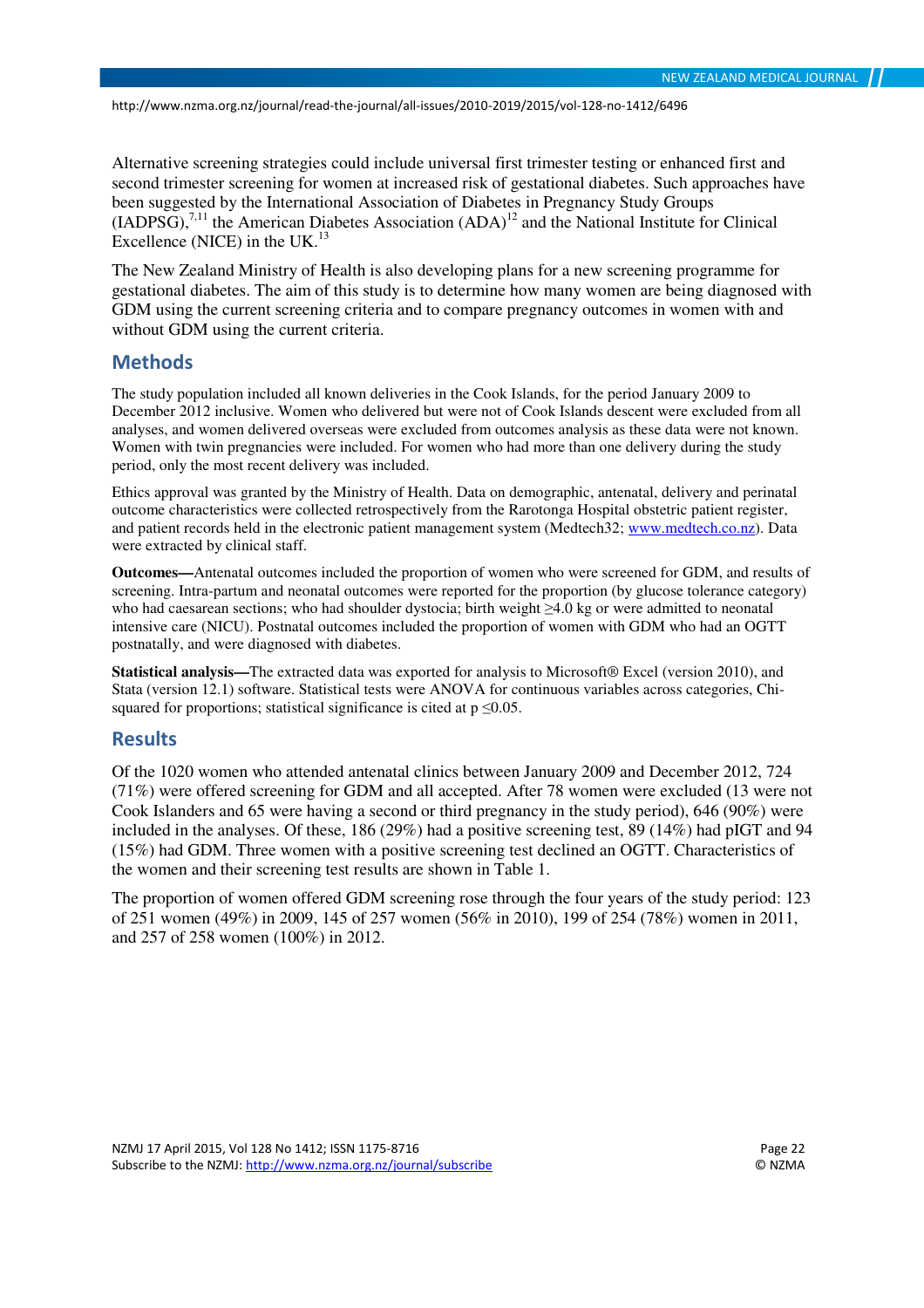Alternative screening strategies could include universal first trimester testing or enhanced first and second trimester screening for women at increased risk of gestational diabetes. Such approaches have been suggested by the International Association of Diabetes in Pregnancy Study Groups (IADPSG),[7,11] the American Diabetes Association (ADA)[12] and the National Institute for Clinical Excellence (NICE) in the UK.[13]

The New Zealand Ministry of Health is also developing plans for a new screening programme for gestational diabetes. The aim of this study is to determine how many women are being diagnosed with GDM using the current screening criteria and to compare pregnancy outcomes in women with and without GDM using the current criteria.

## Methods

The study population included all known deliveries in the Cook Islands, for the period January 2009 to December 2012 inclusive. Women who delivered but were not of Cook Islands descent were excluded from all analyses, and women delivered overseas were excluded from outcomes analysis as these data were not known. Women with twin pregnancies were included. For women who had more than one delivery during the study period, only the most recent delivery was included.

Ethics approval was granted by the Ministry of Health. Data on demographic, antenatal, delivery and perinatal outcome characteristics were collected retrospectively from the Rarotonga Hospital obstetric patient register, and patient records held in the electronic patient management system (Medtech32; www.medtech.co.nz). Data were extracted by clinical staff.

**Outcomes—**Antenatal outcomes included the proportion of women who were screened for GDM, and results of screening. Intra-partum and neonatal outcomes were reported for the proportion (by glucose tolerance category) who had caesarean sections; who had shoulder dystocia; birth weight ≥4.0 kg or were admitted to neonatal intensive care (NICU). Postnatal outcomes included the proportion of women with GDM who had an OGTT postnatally, and were diagnosed with diabetes.

**Statistical analysis—**The extracted data was exported for analysis to Microsoft® Excel (version 2010), and Stata (version 12.1) software. Statistical tests were ANOVA for continuous variables across categories, Chi-squared for proportions; statistical significance is cited at $p \leq 0.05$.

## Results

Of the 1020 women who attended antenatal clinics between January 2009 and December 2012, 724 (71%) were offered screening for GDM and all accepted. After 78 women were excluded (13 were not Cook Islanders and 65 were having a second or third pregnancy in the study period), 646 (90%) were included in the analyses. Of these, 186 (29%) had a positive screening test, 89 (14%) had pIGT and 94 (15%) had GDM. Three women with a positive screening test declined an OGTT. Characteristics of the women and their screening test results are shown in Table 1.

The proportion of women offered GDM screening rose through the four years of the study period: 123 of 251 women (49%) in 2009, 145 of 257 women (56% in 2010), 199 of 254 (78%) women in 2011, and 257 of 258 women (100%) in 2012.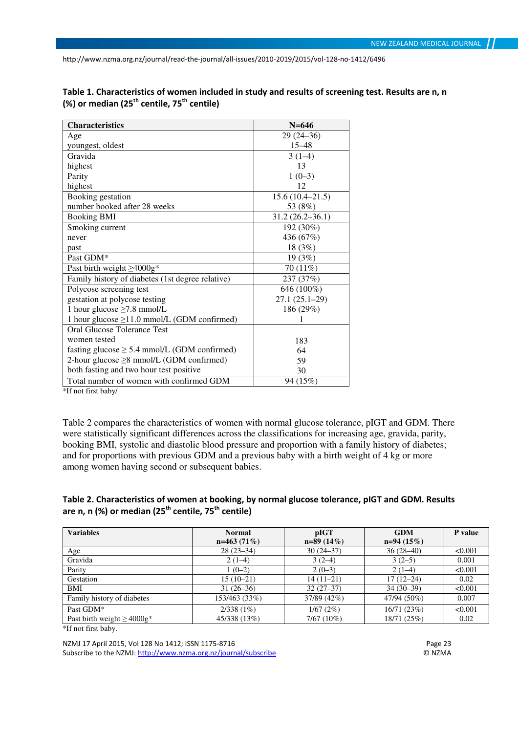**Table 1. Characteristics of women included in study and results of screening test. Results are n, n (%) or median (25th centile, 75th centile)**

| Characteristics | N=646 |
|---|---|
| Age | 29 (24–36) |
| youngest, oldest | 15–48 |
| Gravida | 3 (1–4) |
| highest | 13 |
| Parity | 1 (0–3) |
| highest | 12 |
| Booking gestation | 15.6 (10.4–21.5) |
| number booked after 28 weeks | 53 (8%) |
| Booking BMI | 31.2 (26.2–36.1) |
| Smoking current | 192 (30%) |
| never | 436 (67%) |
| past | 18 (3%) |
| Past GDM* | 19 (3%) |
| Past birth weight ≥4000g* | 70 (11%) |
| Family history of diabetes (1st degree relative) | 237 (37%) |
| Polycose screening test | 646 (100%) |
| gestation at polycose testing | 27.1 (25.1–29) |
| 1 hour glucose ≥7.8 mmol/L | 186 (29%) |
| 1 hour glucose ≥11.0 mmol/L (GDM confirmed) | 1 |
| Oral Glucose Tolerance Test | |
| women tested | 183 |
| fasting glucose ≥ 5.4 mmol/L (GDM confirmed) | 64 |
| 2-hour glucose ≥8 mmol/L (GDM confirmed) | 59 |
| both fasting and two hour test positive | 30 |
| Total number of women with confirmed GDM | 94 (15%) |

*If not first baby/

Table 2 compares the characteristics of women with normal glucose tolerance, pIGT and GDM. There were statistically significant differences across the classifications for increasing age, gravida, parity, booking BMI, systolic and diastolic blood pressure and proportion with a family history of diabetes; and for proportions with previous GDM and a previous baby with a birth weight of 4 kg or more among women having second or subsequent babies.

**Table 2. Characteristics of women at booking, by normal glucose tolerance, pIGT and GDM. Results are n, n (%) or median (25th centile, 75th centile)**

| Variables | Normal n=463 (71%) | pIGT n=89 (14%) | GDM n=94 (15%) | P value |
|---|---|---|---|---|
| Age | 28 (23–34) | 30 (24–37) | 36 (28–40) | <0.001 |
| Gravida | 2 (1–4) | 3 (2–4) | 3 (2–5) | 0.001 |
| Parity | 1 (0–2) | 2 (0–3) | 2 (1–4) | <0.001 |
| Gestation | 15 (10–21) | 14 (11–21) | 17 (12–24) | 0.02 |
| BMI | 31 (26–36) | 32 (27–37) | 34 (30–39) | <0.001 |
| Family history of diabetes | 153/463 (33%) | 37/89 (42%) | 47/94 (50%) | 0.007 |
| Past GDM* | 2/338 (1%) | 1/67 (2%) | 16/71 (23%) | <0.001 |
| Past birth weight ≥ 4000g* | 45/338 (13%) | 7/67 (10%) | 18/71 (25%) | 0.02 |

*If not first baby.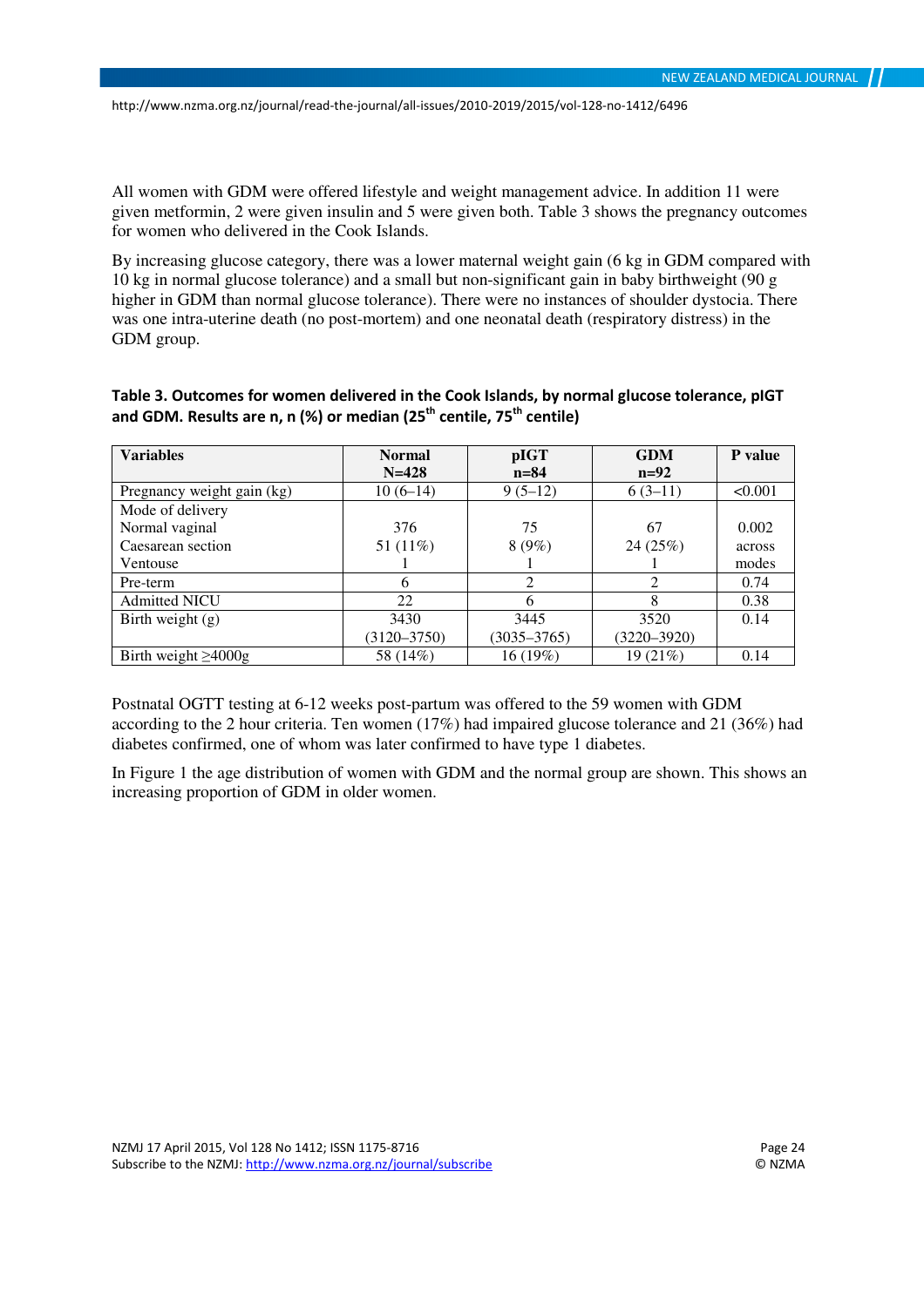All women with GDM were offered lifestyle and weight management advice. In addition 11 were given metformin, 2 were given insulin and 5 were given both. Table 3 shows the pregnancy outcomes for women who delivered in the Cook Islands.

By increasing glucose category, there was a lower maternal weight gain (6 kg in GDM compared with 10 kg in normal glucose tolerance) and a small but non-significant gain in baby birthweight (90 g higher in GDM than normal glucose tolerance). There were no instances of shoulder dystocia. There was one intra-uterine death (no post-mortem) and one neonatal death (respiratory distress) in the GDM group.

**Table 3. Outcomes for women delivered in the Cook Islands, by normal glucose tolerance, pIGT and GDM. Results are n, n (%) or median (25th centile, 75th centile)**

| Variables | Normal N=428 | pIGT n=84 | GDM n=92 | P value |
|---|---|---|---|---|
| Pregnancy weight gain (kg) | 10 (6–14) | 9 (5–12) | 6 (3–11) | <0.001 |
| Mode of delivery | | | | |
| Normal vaginal | 376 | 75 | 67 | 0.002 across modes |
| Caesarean section | 51 (11%) | 8 (9%) | 24 (25%) | |
| Ventouse | 1 | 1 | 1 | |
| Pre-term | 6 | 2 | 2 | 0.74 |
| Admitted NICU | 22 | 6 | 8 | 0.38 |
| Birth weight (g) | 3430 (3120–3750) | 3445 (3035–3765) | 3520 (3220–3920) | 0.14 |
| Birth weight ≥4000g | 58 (14%) | 16 (19%) | 19 (21%) | 0.14 |

Postnatal OGTT testing at 6-12 weeks post-partum was offered to the 59 women with GDM according to the 2 hour criteria. Ten women (17%) had impaired glucose tolerance and 21 (36%) had diabetes confirmed, one of whom was later confirmed to have type 1 diabetes.

In Figure 1 the age distribution of women with GDM and the normal group are shown. This shows an increasing proportion of GDM in older women.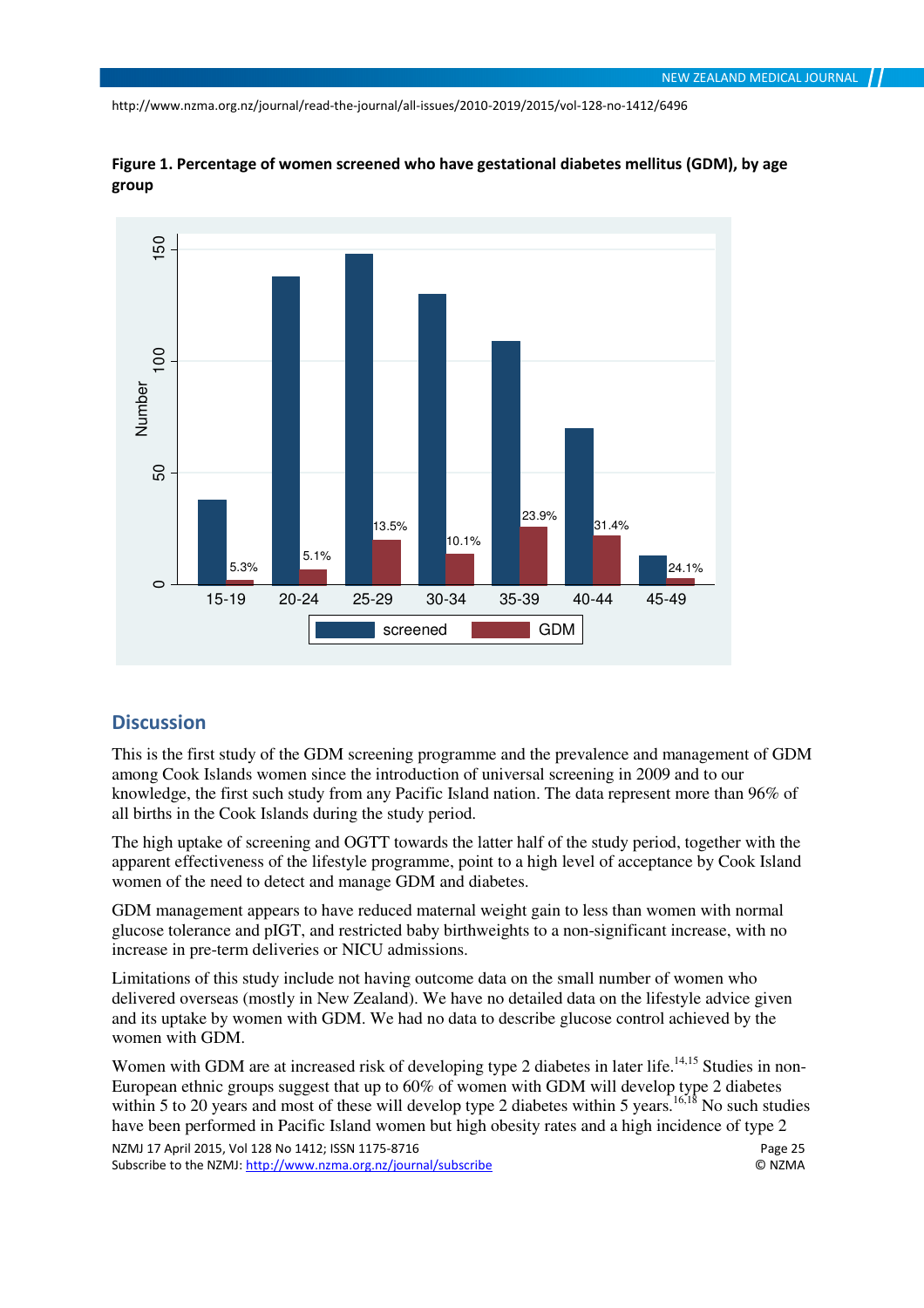**Figure 1. Percentage of women screened who have gestational diabetes mellitus (GDM), by age group**

## Discussion

This is the first study of the GDM screening programme and the prevalence and management of GDM among Cook Islands women since the introduction of universal screening in 2009 and to our knowledge, the first such study from any Pacific Island nation. The data represent more than 96% of all births in the Cook Islands during the study period.

The high uptake of screening and OGTT towards the latter half of the study period, together with the apparent effectiveness of the lifestyle programme, point to a high level of acceptance by Cook Island women of the need to detect and manage GDM and diabetes.

GDM management appears to have reduced maternal weight gain to less than women with normal glucose tolerance and pIGT, and restricted baby birthweights to a non-significant increase, with no increase in pre-term deliveries or NICU admissions.

Limitations of this study include not having outcome data on the small number of women who delivered overseas (mostly in New Zealand). We have no detailed data on the lifestyle advice given and its uptake by women with GDM. We had no data to describe glucose control achieved by the women with GDM.

Women with GDM are at increased risk of developing type 2 diabetes in later life.[14,15] Studies in non-European ethnic groups suggest that up to 60% of women with GDM will develop type 2 diabetes within 5 to 20 years and most of these will develop type 2 diabetes within 5 years.[16,18] No such studies have been performed in Pacific Island women but high obesity rates and a high incidence of type 2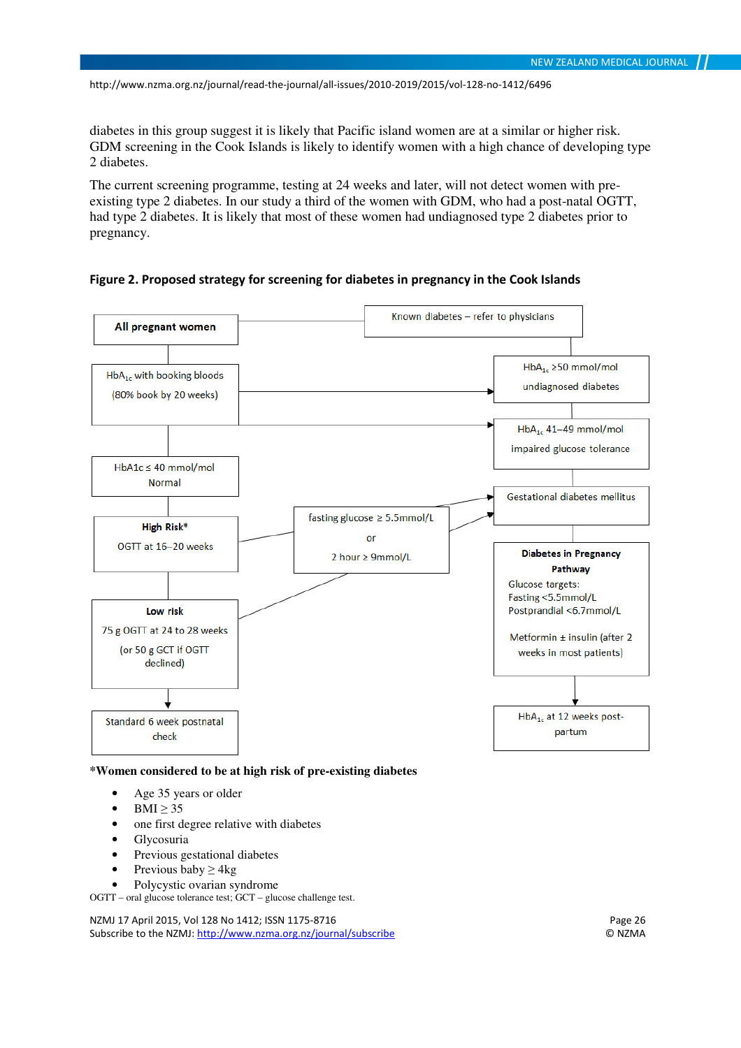diabetes in this group suggest it is likely that Pacific island women are at a similar or higher risk. GDM screening in the Cook Islands is likely to identify women with a high chance of developing type 2 diabetes.

The current screening programme, testing at 24 weeks and later, will not detect women with pre-existing type 2 diabetes. In our study a third of the women with GDM, who had a post-natal OGTT, had type 2 diabetes. It is likely that most of these women had undiagnosed type 2 diabetes prior to pregnancy.

**Figure 2. Proposed strategy for screening for diabetes in pregnancy in the Cook Islands**

**All pregnant women**

Known diabetes – refer to physicians

$HbA_{1c}$ with booking bloods (80% book by 20 weeks)

$HbA_{1c}$ ≥50 mmol/mol undiagnosed diabetes

$HbA_{1c}$ 41–49 mmol/mol impaired glucose tolerance

HbA1c ≤ 40 mmol/mol Normal

Gestational diabetes mellitus

**High Risk***
OGTT at 16–20 weeks

fasting glucose ≥ 5.5mmol/L or 2 hour ≥ 9mmol/L

**Diabetes in Pregnancy Pathway**
Glucose targets:
Fasting <5.5mmol/L
Postprandial <6.7mmol/L

Metformin ± insulin (after 2 weeks in most patients)

**Low risk**
75 g OGTT at 24 to 28 weeks
(or 50 g GCT if OGTT declined)

Standard 6 week postnatal check

$HbA_{1c}$ at 12 weeks post-partum

***Women considered to be at high risk of pre-existing diabetes**

- Age 35 years or older
- BMI ≥ 35
- one first degree relative with diabetes
- Glycosuria
- Previous gestational diabetes
- Previous baby ≥ 4kg
- Polycystic ovarian syndrome

OGTT – oral glucose tolerance test; GCT – glucose challenge test.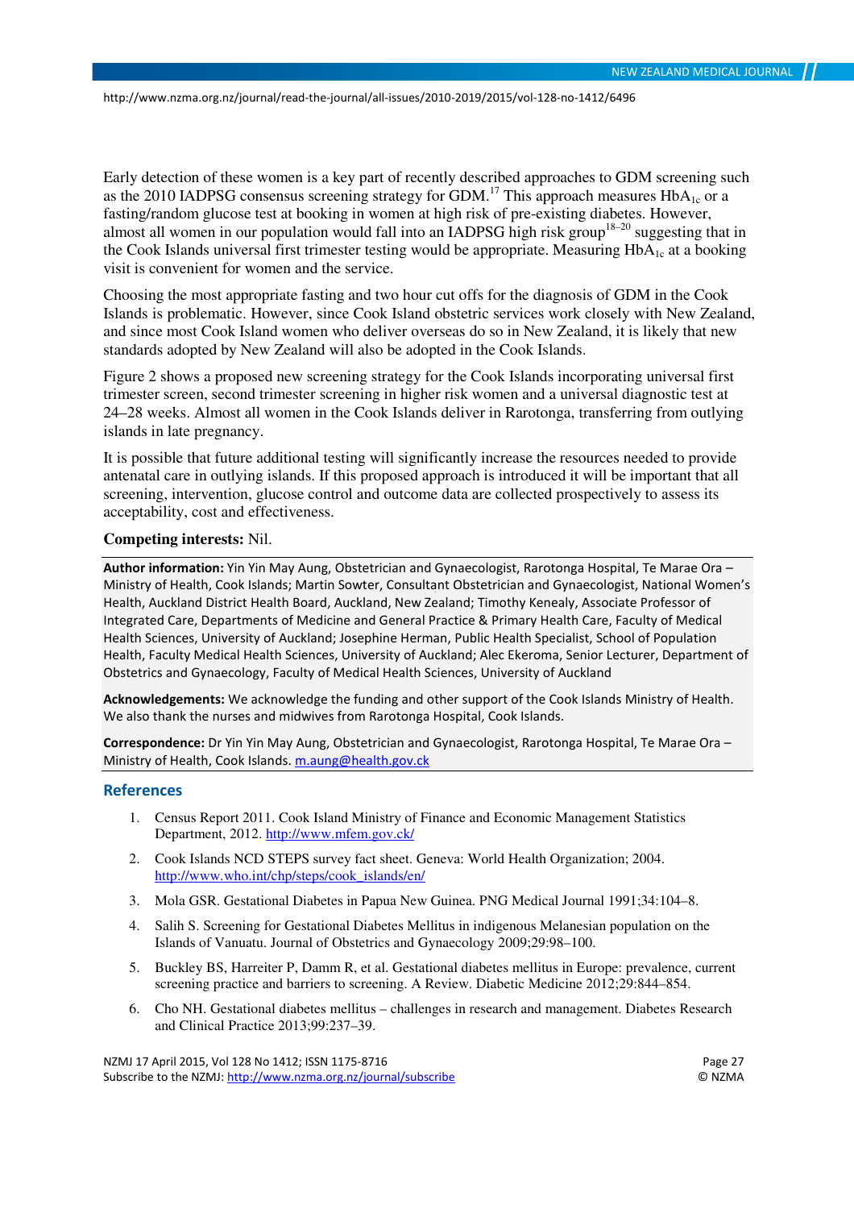Early detection of these women is a key part of recently described approaches to GDM screening such as the 2010 IADPSG consensus screening strategy for GDM.[17] This approach measures $HbA_{1c}$ or a fasting/random glucose test at booking in women at high risk of pre-existing diabetes. However, almost all women in our population would fall into an IADPSG high risk group[18–20] suggesting that in the Cook Islands universal first trimester testing would be appropriate. Measuring $HbA_{1c}$ at a booking visit is convenient for women and the service.

Choosing the most appropriate fasting and two hour cut offs for the diagnosis of GDM in the Cook Islands is problematic. However, since Cook Island obstetric services work closely with New Zealand, and since most Cook Island women who deliver overseas do so in New Zealand, it is likely that new standards adopted by New Zealand will also be adopted in the Cook Islands.

Figure 2 shows a proposed new screening strategy for the Cook Islands incorporating universal first trimester screen, second trimester screening in higher risk women and a universal diagnostic test at 24–28 weeks. Almost all women in the Cook Islands deliver in Rarotonga, transferring from outlying islands in late pregnancy.

It is possible that future additional testing will significantly increase the resources needed to provide antenatal care in outlying islands. If this proposed approach is introduced it will be important that all screening, intervention, glucose control and outcome data are collected prospectively to assess its acceptability, cost and effectiveness.

**Competing interests:** Nil.

**Author information:** Yin Yin May Aung, Obstetrician and Gynaecologist, Rarotonga Hospital, Te Marae Ora – Ministry of Health, Cook Islands; Martin Sowter, Consultant Obstetrician and Gynaecologist, National Women's Health, Auckland District Health Board, Auckland, New Zealand; Timothy Kenealy, Associate Professor of Integrated Care, Departments of Medicine and General Practice & Primary Health Care, Faculty of Medical Health Sciences, University of Auckland; Josephine Herman, Public Health Specialist, School of Population Health, Faculty Medical Health Sciences, University of Auckland; Alec Ekeroma, Senior Lecturer, Department of Obstetrics and Gynaecology, Faculty of Medical Health Sciences, University of Auckland

**Acknowledgements:** We acknowledge the funding and other support of the Cook Islands Ministry of Health. We also thank the nurses and midwives from Rarotonga Hospital, Cook Islands.

**Correspondence:** Dr Yin Yin May Aung, Obstetrician and Gynaecologist, Rarotonga Hospital, Te Marae Ora – Ministry of Health, Cook Islands. m.aung@health.gov.ck

## References

1. Census Report 2011. Cook Island Ministry of Finance and Economic Management Statistics Department, 2012. http://www.mfem.gov.ck/
2. Cook Islands NCD STEPS survey fact sheet. Geneva: World Health Organization; 2004. http://www.who.int/chp/steps/cook_islands/en/
3. Mola GSR. Gestational Diabetes in Papua New Guinea. PNG Medical Journal 1991;34:104–8.
4. Salih S. Screening for Gestational Diabetes Mellitus in indigenous Melanesian population on the Islands of Vanuatu. Journal of Obstetrics and Gynaecology 2009;29:98–100.
5. Buckley BS, Harreiter P, Damm R, et al. Gestational diabetes mellitus in Europe: prevalence, current screening practice and barriers to screening. A Review. Diabetic Medicine 2012;29:844–854.
6. Cho NH. Gestational diabetes mellitus – challenges in research and management. Diabetes Research and Clinical Practice 2013;99:237–39.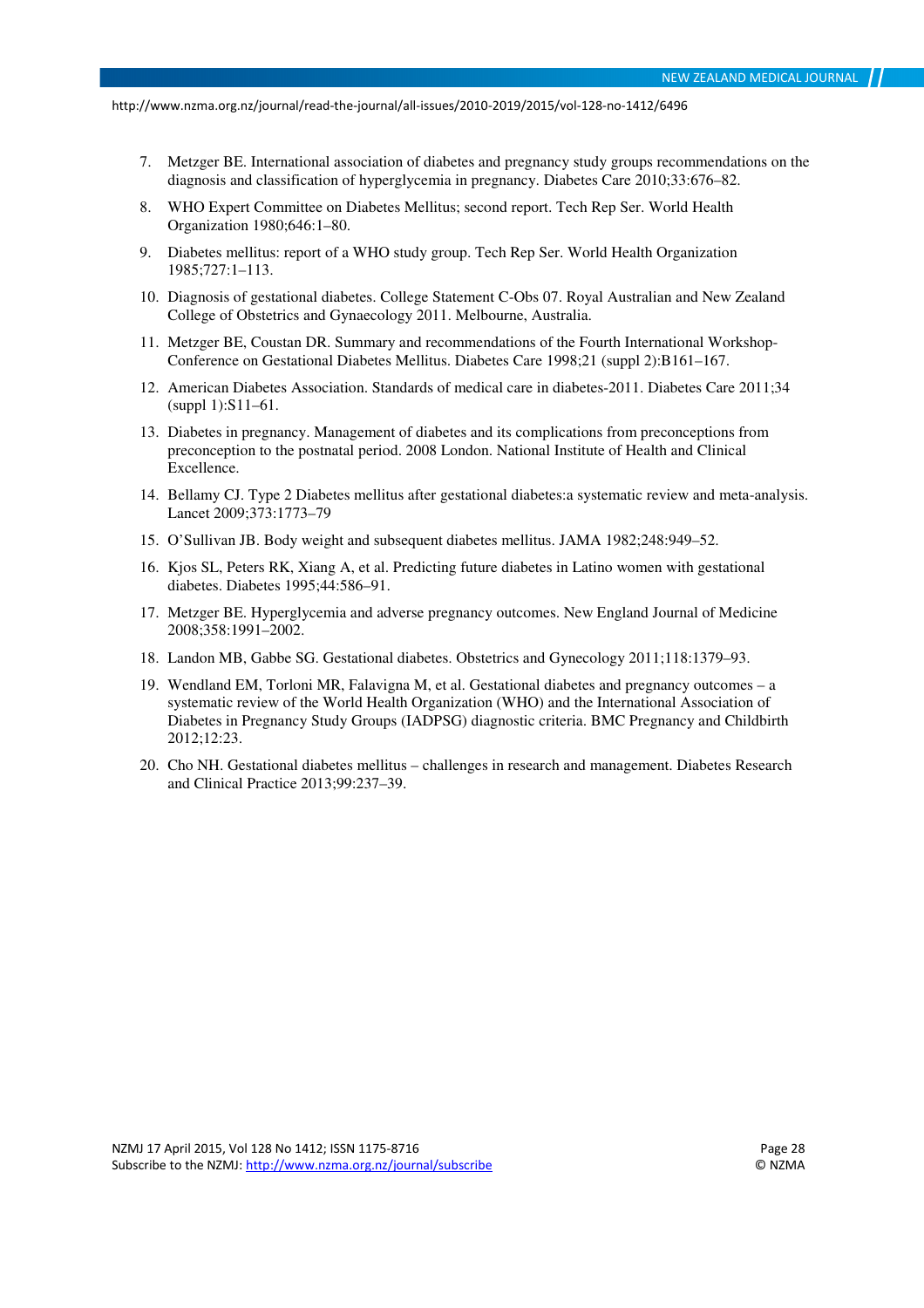7. Metzger BE. International association of diabetes and pregnancy study groups recommendations on the diagnosis and classification of hyperglycemia in pregnancy. Diabetes Care 2010;33:676–82.
8. WHO Expert Committee on Diabetes Mellitus; second report. Tech Rep Ser. World Health Organization 1980;646:1–80.
9. Diabetes mellitus: report of a WHO study group. Tech Rep Ser. World Health Organization 1985;727:1–113.
10. Diagnosis of gestational diabetes. College Statement C-Obs 07. Royal Australian and New Zealand College of Obstetrics and Gynaecology 2011. Melbourne, Australia.
11. Metzger BE, Coustan DR. Summary and recommendations of the Fourth International Workshop-Conference on Gestational Diabetes Mellitus. Diabetes Care 1998;21 (suppl 2):B161–167.
12. American Diabetes Association. Standards of medical care in diabetes-2011. Diabetes Care 2011;34 (suppl 1):S11–61.
13. Diabetes in pregnancy. Management of diabetes and its complications from preconceptions from preconception to the postnatal period. 2008 London. National Institute of Health and Clinical Excellence.
14. Bellamy CJ. Type 2 Diabetes mellitus after gestational diabetes:a systematic review and meta-analysis. Lancet 2009;373:1773–79
15. O'Sullivan JB. Body weight and subsequent diabetes mellitus. JAMA 1982;248:949–52.
16. Kjos SL, Peters RK, Xiang A, et al. Predicting future diabetes in Latino women with gestational diabetes. Diabetes 1995;44:586–91.
17. Metzger BE. Hyperglycemia and adverse pregnancy outcomes. New England Journal of Medicine 2008;358:1991–2002.
18. Landon MB, Gabbe SG. Gestational diabetes. Obstetrics and Gynecology 2011;118:1379–93.
19. Wendland EM, Torloni MR, Falavigna M, et al. Gestational diabetes and pregnancy outcomes – a systematic review of the World Health Organization (WHO) and the International Association of Diabetes in Pregnancy Study Groups (IADPSG) diagnostic criteria. BMC Pregnancy and Childbirth 2012;12:23.
20. Cho NH. Gestational diabetes mellitus – challenges in research and management. Diabetes Research and Clinical Practice 2013;99:237–39.